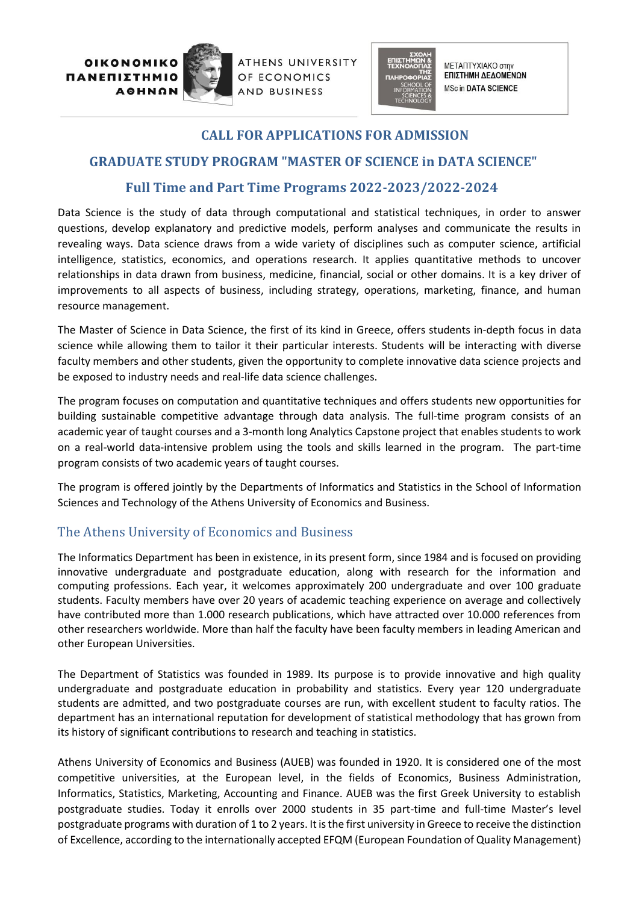ΟΙΚΟΝΟΜΙΚΟ ΠΑΝΕΠΙΣΤΗΜΙΟ ΑΘΗΝΩΝ
ATHENS UNIVERSITY OF ECONOMICS AND BUSINESS

ΣΧΟΛΗ ΕΠΙΣΤΗΜΩΝ & ΤΕΧΝΟΛΟΓΙΑΣ ΤΗΣ ΠΛΗΡΟΦΟΡΙΑΣ
SCHOOL OF INFORMATION SCIENCES & TECHNOLOGY

ΜΕΤΑΠΤΥΧΙΑΚΟ στην ΕΠΙΣΤΗΜΗ ΔΕΔΟΜΕΝΩΝ
MSc in DATA SCIENCE

# CALL FOR APPLICATIONS FOR ADMISSION

## GRADUATE STUDY PROGRAM "MASTER OF SCIENCE in DATA SCIENCE"

## Full Time and Part Time Programs 2022-2023/2022-2024

Data Science is the study of data through computational and statistical techniques, in order to answer questions, develop explanatory and predictive models, perform analyses and communicate the results in revealing ways. Data science draws from a wide variety of disciplines such as computer science, artificial intelligence, statistics, economics, and operations research. It applies quantitative methods to uncover relationships in data drawn from business, medicine, financial, social or other domains. It is a key driver of improvements to all aspects of business, including strategy, operations, marketing, finance, and human resource management.

The Master of Science in Data Science, the first of its kind in Greece, offers students in-depth focus in data science while allowing them to tailor it their particular interests. Students will be interacting with diverse faculty members and other students, given the opportunity to complete innovative data science projects and be exposed to industry needs and real-life data science challenges.

The program focuses on computation and quantitative techniques and offers students new opportunities for building sustainable competitive advantage through data analysis. The full-time program consists of an academic year of taught courses and a 3-month long Analytics Capstone project that enables students to work on a real-world data-intensive problem using the tools and skills learned in the program. The part-time program consists of two academic years of taught courses.

The program is offered jointly by the Departments of Informatics and Statistics in the School of Information Sciences and Technology of the Athens University of Economics and Business.

## The Athens University of Economics and Business

The Informatics Department has been in existence, in its present form, since 1984 and is focused on providing innovative undergraduate and postgraduate education, along with research for the information and computing professions. Each year, it welcomes approximately 200 undergraduate and over 100 graduate students. Faculty members have over 20 years of academic teaching experience on average and collectively have contributed more than 1.000 research publications, which have attracted over 10.000 references from other researchers worldwide. More than half the faculty have been faculty members in leading American and other European Universities.

The Department of Statistics was founded in 1989. Its purpose is to provide innovative and high quality undergraduate and postgraduate education in probability and statistics. Every year 120 undergraduate students are admitted, and two postgraduate courses are run, with excellent student to faculty ratios. The department has an international reputation for development of statistical methodology that has grown from its history of significant contributions to research and teaching in statistics.

Athens University of Economics and Business (AUEB) was founded in 1920. It is considered one of the most competitive universities, at the European level, in the fields of Economics, Business Administration, Informatics, Statistics, Marketing, Accounting and Finance. AUEB was the first Greek University to establish postgraduate studies. Today it enrolls over 2000 students in 35 part-time and full-time Master's level postgraduate programs with duration of 1 to 2 years. It is the first university in Greece to receive the distinction of Excellence, according to the internationally accepted EFQM (European Foundation of Quality Management)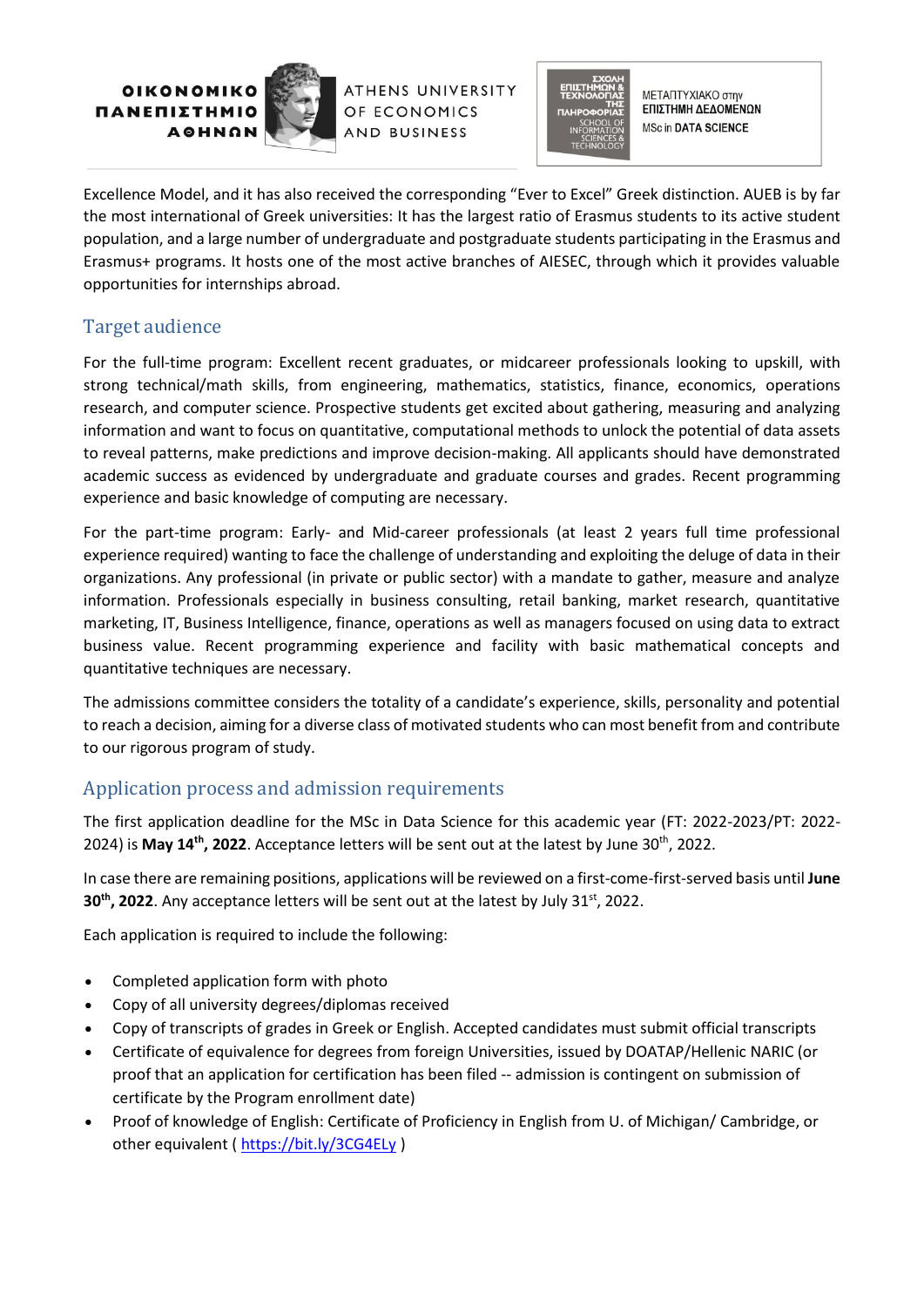Excellence Model, and it has also received the corresponding "Ever to Excel" Greek distinction. AUEB is by far the most international of Greek universities: It has the largest ratio of Erasmus students to its active student population, and a large number of undergraduate and postgraduate students participating in the Erasmus and Erasmus+ programs. It hosts one of the most active branches of AIESEC, through which it provides valuable opportunities for internships abroad.

## Target audience

For the full-time program: Excellent recent graduates, or midcareer professionals looking to upskill, with strong technical/math skills, from engineering, mathematics, statistics, finance, economics, operations research, and computer science. Prospective students get excited about gathering, measuring and analyzing information and want to focus on quantitative, computational methods to unlock the potential of data assets to reveal patterns, make predictions and improve decision-making. All applicants should have demonstrated academic success as evidenced by undergraduate and graduate courses and grades. Recent programming experience and basic knowledge of computing are necessary.

For the part-time program: Early- and Mid-career professionals (at least 2 years full time professional experience required) wanting to face the challenge of understanding and exploiting the deluge of data in their organizations. Any professional (in private or public sector) with a mandate to gather, measure and analyze information. Professionals especially in business consulting, retail banking, market research, quantitative marketing, IT, Business Intelligence, finance, operations as well as managers focused on using data to extract business value. Recent programming experience and facility with basic mathematical concepts and quantitative techniques are necessary.

The admissions committee considers the totality of a candidate's experience, skills, personality and potential to reach a decision, aiming for a diverse class of motivated students who can most benefit from and contribute to our rigorous program of study.

## Application process and admission requirements

The first application deadline for the MSc in Data Science for this academic year (FT: 2022-2023/PT: 2022-2024) is **May 14th, 2022**. Acceptance letters will be sent out at the latest by June 30th, 2022.

In case there are remaining positions, applications will be reviewed on a first-come-first-served basis until **June 30th, 2022**. Any acceptance letters will be sent out at the latest by July 31st, 2022.

Each application is required to include the following:

- Completed application form with photo
- Copy of all university degrees/diplomas received
- Copy of transcripts of grades in Greek or English. Accepted candidates must submit official transcripts
- Certificate of equivalence for degrees from foreign Universities, issued by DOATAP/Hellenic NARIC (or proof that an application for certification has been filed -- admission is contingent on submission of certificate by the Program enrollment date)
- Proof of knowledge of English: Certificate of Proficiency in English from U. of Michigan/ Cambridge, or other equivalent ( https://bit.ly/3CG4ELy )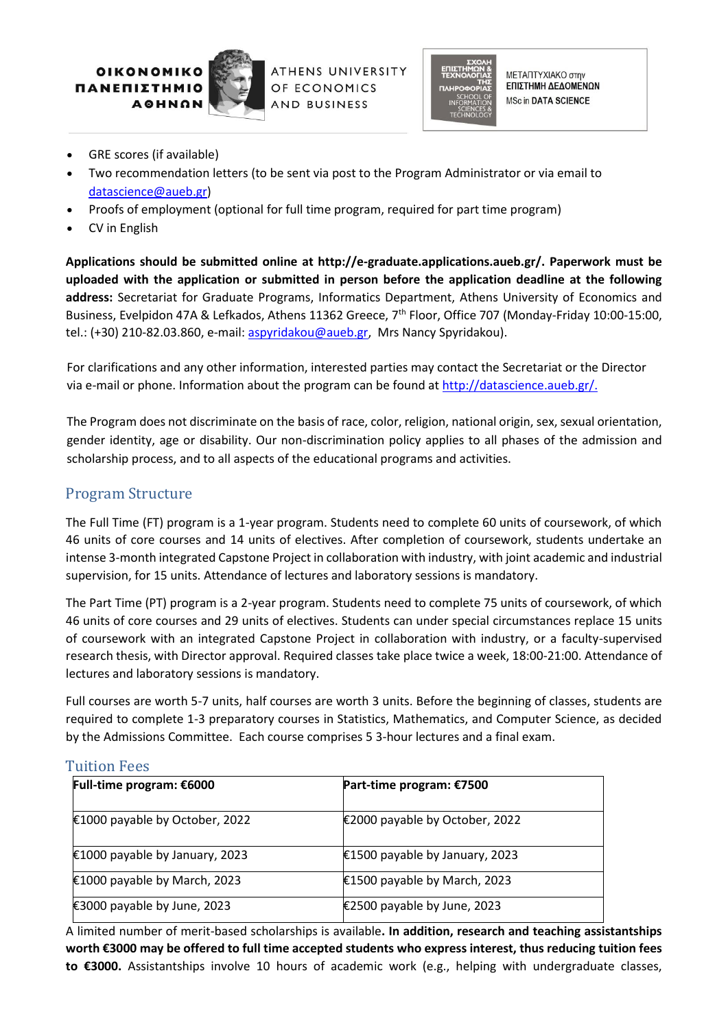- GRE scores (if available)
- Two recommendation letters (to be sent via post to the Program Administrator or via email to datascience@aueb.gr)
- Proofs of employment (optional for full time program, required for part time program)
- CV in English

**Applications should be submitted online at http://e-graduate.applications.aueb.gr/. Paperwork must be uploaded with the application or submitted in person before the application deadline at the following address:** Secretariat for Graduate Programs, Informatics Department, Athens University of Economics and Business, Evelpidon 47A & Lefkados, Athens 11362 Greece, 7th Floor, Office 707 (Monday-Friday 10:00-15:00, tel.: (+30) 210-82.03.860, e-mail: aspyridakou@aueb.gr, Mrs Nancy Spyridakou).

For clarifications and any other information, interested parties may contact the Secretariat or the Director via e-mail or phone. Information about the program can be found at http://datascience.aueb.gr/.

The Program does not discriminate on the basis of race, color, religion, national origin, sex, sexual orientation, gender identity, age or disability. Our non-discrimination policy applies to all phases of the admission and scholarship process, and to all aspects of the educational programs and activities.

## Program Structure

The Full Time (FT) program is a 1-year program. Students need to complete 60 units of coursework, of which 46 units of core courses and 14 units of electives. After completion of coursework, students undertake an intense 3-month integrated Capstone Project in collaboration with industry, with joint academic and industrial supervision, for 15 units. Attendance of lectures and laboratory sessions is mandatory.

The Part Time (PT) program is a 2-year program. Students need to complete 75 units of coursework, of which 46 units of core courses and 29 units of electives. Students can under special circumstances replace 15 units of coursework with an integrated Capstone Project in collaboration with industry, or a faculty-supervised research thesis, with Director approval. Required classes take place twice a week, 18:00-21:00. Attendance of lectures and laboratory sessions is mandatory.

Full courses are worth 5-7 units, half courses are worth 3 units. Before the beginning of classes, students are required to complete 1-3 preparatory courses in Statistics, Mathematics, and Computer Science, as decided by the Admissions Committee. Each course comprises 5 3-hour lectures and a final exam.

## Tuition Fees

| **Full-time program: €6000** | **Part-time program: €7500** |
|---|---|
| €1000 payable by October, 2022 | €2000 payable by October, 2022 |
| €1000 payable by January, 2023 | €1500 payable by January, 2023 |
| €1000 payable by March, 2023 | €1500 payable by March, 2023 |
| €3000 payable by June, 2023 | €2500 payable by June, 2023 |

A limited number of merit-based scholarships is available. **In addition, research and teaching assistantships worth €3000 may be offered to full time accepted students who express interest, thus reducing tuition fees to €3000.** Assistantships involve 10 hours of academic work (e.g., helping with undergraduate classes,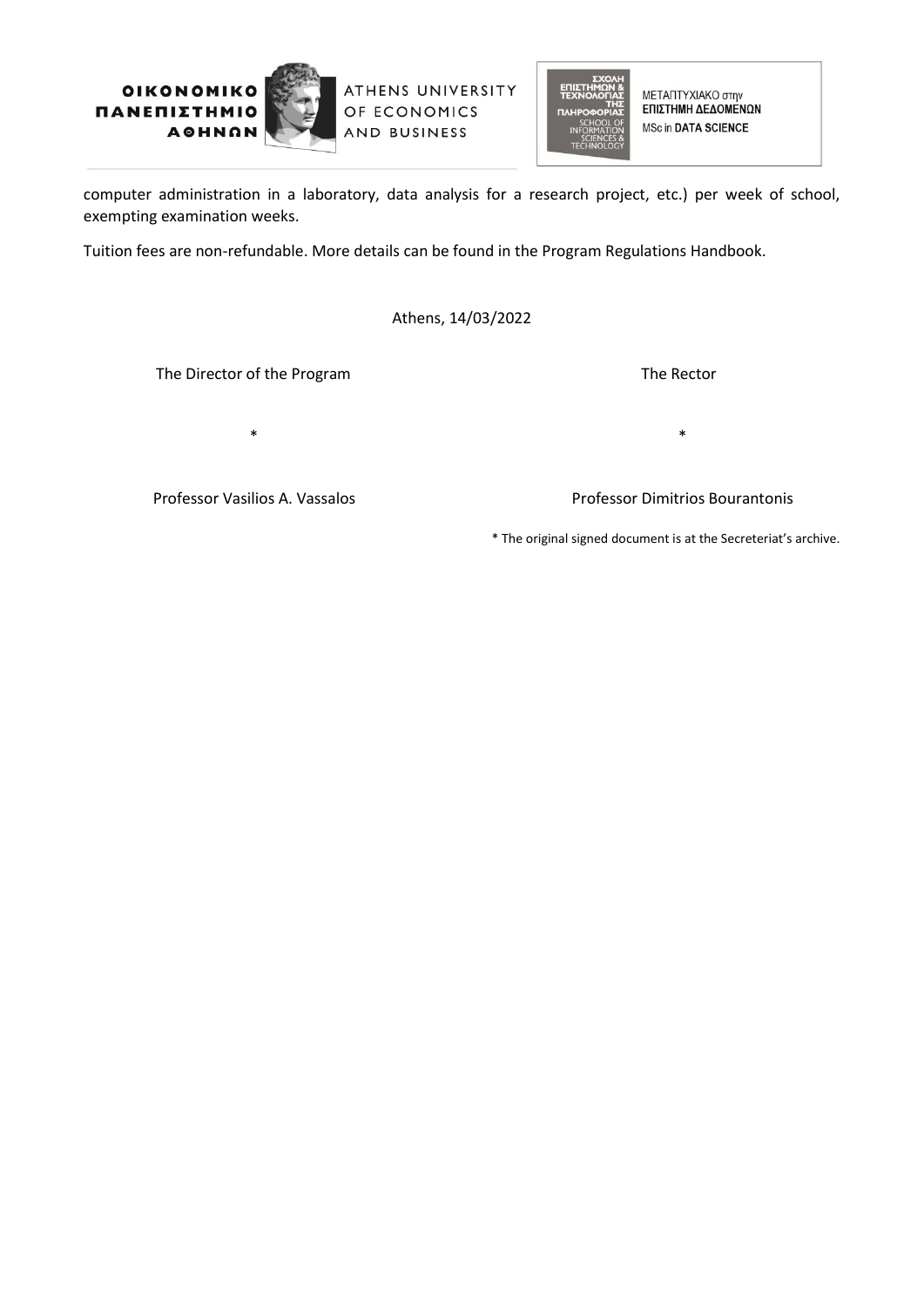computer administration in a laboratory, data analysis for a research project, etc.) per week of school, exempting examination weeks.

Tuition fees are non-refundable. More details can be found in the Program Regulations Handbook.

Athens, 14/03/2022

| | |
|---|---|
| The Director of the Program | The Rector |
| * | * |
| Professor Vasilios A. Vassalos | Professor Dimitrios Bourantonis |

* The original signed document is at the Secreteriat's archive.